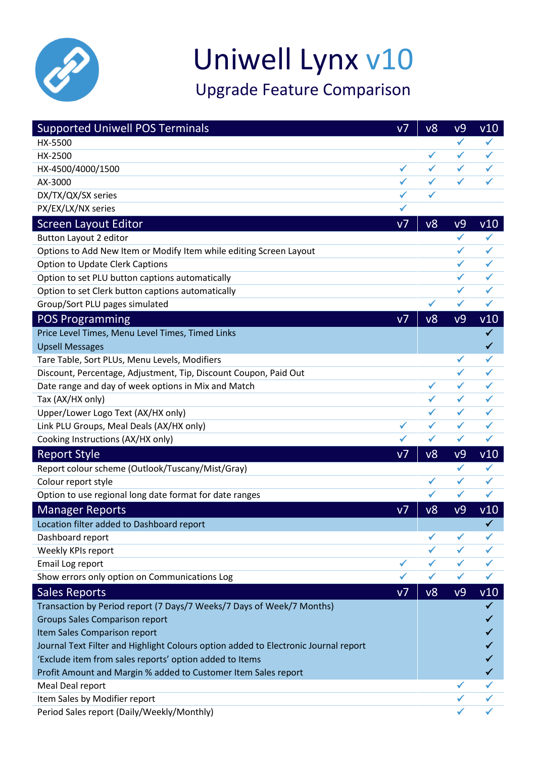# Uniwell Lynx v10

## Upgrade Feature Comparison

| Supported Uniwell POS Terminals | v7 | v8 | v9 | v10 |
|---|---|---|---|---|
| HX-5500 | | | ✓ | ✓ |
| HX-2500 | | ✓ | ✓ | ✓ |
| HX-4500/4000/1500 | ✓ | ✓ | ✓ | ✓ |
| AX-3000 | ✓ | ✓ | ✓ | ✓ |
| DX/TX/QX/SX series | ✓ | ✓ | | |
| PX/EX/LX/NX series | ✓ | | | |
| **Screen Layout Editor** | **v7** | **v8** | **v9** | **v10** |
| Button Layout 2 editor | | | ✓ | ✓ |
| Options to Add New Item or Modify Item while editing Screen Layout | | | ✓ | ✓ |
| Option to Update Clerk Captions | | | ✓ | ✓ |
| Option to set PLU button captions automatically | | | ✓ | ✓ |
| Option to set Clerk button captions automatically | | | ✓ | ✓ |
| Group/Sort PLU pages simulated | | ✓ | ✓ | ✓ |
| **POS Programming** | **v7** | **v8** | **v9** | **v10** |
| Price Level Times, Menu Level Times, Timed Links | | | | ✓ |
| Upsell Messages | | | | ✓ |
| Tare Table, Sort PLUs, Menu Levels, Modifiers | | | ✓ | ✓ |
| Discount, Percentage, Adjustment, Tip, Discount Coupon, Paid Out | | | ✓ | ✓ |
| Date range and day of week options in Mix and Match | | ✓ | ✓ | ✓ |
| Tax (AX/HX only) | | ✓ | ✓ | ✓ |
| Upper/Lower Logo Text (AX/HX only) | | ✓ | ✓ | ✓ |
| Link PLU Groups, Meal Deals (AX/HX only) | ✓ | ✓ | ✓ | ✓ |
| Cooking Instructions (AX/HX only) | ✓ | ✓ | ✓ | ✓ |
| **Report Style** | **v7** | **v8** | **v9** | **v10** |
| Report colour scheme (Outlook/Tuscany/Mist/Gray) | | | ✓ | ✓ |
| Colour report style | | ✓ | ✓ | ✓ |
| Option to use regional long date format for date ranges | | ✓ | ✓ | ✓ |
| **Manager Reports** | **v7** | **v8** | **v9** | **v10** |
| Location filter added to Dashboard report | | | | ✓ |
| Dashboard report | | ✓ | ✓ | ✓ |
| Weekly KPIs report | | ✓ | ✓ | ✓ |
| Email Log report | ✓ | ✓ | ✓ | ✓ |
| Show errors only option on Communications Log | ✓ | ✓ | ✓ | ✓ |
| **Sales Reports** | **v7** | **v8** | **v9** | **v10** |
| Transaction by Period report (7 Days/7 Weeks/7 Days of Week/7 Months) | | | | ✓ |
| Groups Sales Comparison report | | | | ✓ |
| Item Sales Comparison report | | | | ✓ |
| Journal Text Filter and Highlight Colours option added to Electronic Journal report | | | | ✓ |
| 'Exclude item from sales reports' option added to Items | | | | ✓ |
| Profit Amount and Margin % added to Customer Item Sales report | | | | ✓ |
| Meal Deal report | | | ✓ | ✓ |
| Item Sales by Modifier report | | | ✓ | ✓ |
| Period Sales report (Daily/Weekly/Monthly) | | | ✓ | ✓ |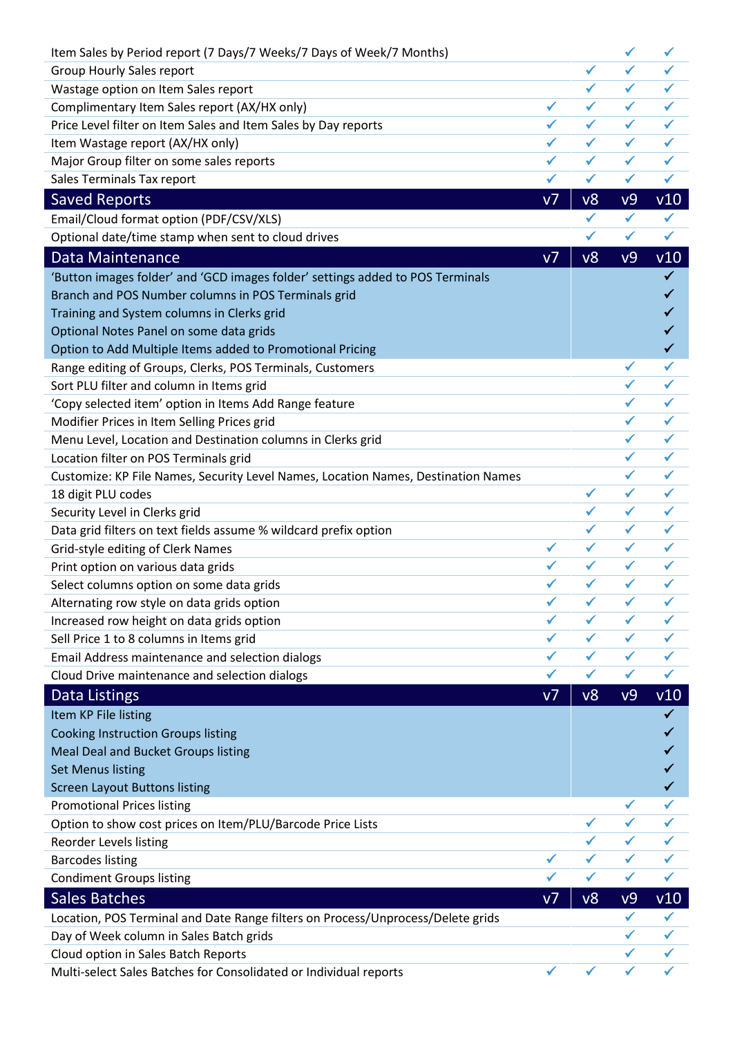| | | | | |
|---|---|---|---|---|
| Item Sales by Period report (7 Days/7 Weeks/7 Days of Week/7 Months) | | | ✓ | ✓ |
| Group Hourly Sales report | | ✓ | ✓ | ✓ |
| Wastage option on Item Sales report | | ✓ | ✓ | ✓ |
| Complimentary Item Sales report (AX/HX only) | ✓ | ✓ | ✓ | ✓ |
| Price Level filter on Item Sales and Item Sales by Day reports | ✓ | ✓ | ✓ | ✓ |
| Item Wastage report (AX/HX only) | ✓ | ✓ | ✓ | ✓ |
| Major Group filter on some sales reports | ✓ | ✓ | ✓ | ✓ |
| Sales Terminals Tax report | ✓ | ✓ | ✓ | ✓ |

| Saved Reports | v7 | v8 | v9 | v10 |
|---|---|---|---|---|
| Email/Cloud format option (PDF/CSV/XLS) | | ✓ | ✓ | ✓ |
| Optional date/time stamp when sent to cloud drives | | ✓ | ✓ | ✓ |

| Data Maintenance | v7 | v8 | v9 | v10 |
|---|---|---|---|---|
| 'Button images folder' and 'GCD images folder' settings added to POS Terminals | | | | ✓ |
| Branch and POS Number columns in POS Terminals grid | | | | ✓ |
| Training and System columns in Clerks grid | | | | ✓ |
| Optional Notes Panel on some data grids | | | | ✓ |
| Option to Add Multiple Items added to Promotional Pricing | | | | ✓ |
| Range editing of Groups, Clerks, POS Terminals, Customers | | | ✓ | ✓ |
| Sort PLU filter and column in Items grid | | | ✓ | ✓ |
| 'Copy selected item' option in Items Add Range feature | | | ✓ | ✓ |
| Modifier Prices in Item Selling Prices grid | | | ✓ | ✓ |
| Menu Level, Location and Destination columns in Clerks grid | | | ✓ | ✓ |
| Location filter on POS Terminals grid | | | ✓ | ✓ |
| Customize: KP File Names, Security Level Names, Location Names, Destination Names | | | ✓ | ✓ |
| 18 digit PLU codes | | ✓ | ✓ | ✓ |
| Security Level in Clerks grid | | ✓ | ✓ | ✓ |
| Data grid filters on text fields assume % wildcard prefix option | | ✓ | ✓ | ✓ |
| Grid-style editing of Clerk Names | ✓ | ✓ | ✓ | ✓ |
| Print option on various data grids | ✓ | ✓ | ✓ | ✓ |
| Select columns option on some data grids | ✓ | ✓ | ✓ | ✓ |
| Alternating row style on data grids option | ✓ | ✓ | ✓ | ✓ |
| Increased row height on data grids option | ✓ | ✓ | ✓ | ✓ |
| Sell Price 1 to 8 columns in Items grid | ✓ | ✓ | ✓ | ✓ |
| Email Address maintenance and selection dialogs | ✓ | ✓ | ✓ | ✓ |
| Cloud Drive maintenance and selection dialogs | ✓ | ✓ | ✓ | ✓ |

| Data Listings | v7 | v8 | v9 | v10 |
|---|---|---|---|---|
| Item KP File listing | | | | ✓ |
| Cooking Instruction Groups listing | | | | ✓ |
| Meal Deal and Bucket Groups listing | | | | ✓ |
| Set Menus listing | | | | ✓ |
| Screen Layout Buttons listing | | | | ✓ |
| Promotional Prices listing | | | ✓ | ✓ |
| Option to show cost prices on Item/PLU/Barcode Price Lists | | ✓ | ✓ | ✓ |
| Reorder Levels listing | | ✓ | ✓ | ✓ |
| Barcodes listing | ✓ | ✓ | ✓ | ✓ |
| Condiment Groups listing | ✓ | ✓ | ✓ | ✓ |

| Sales Batches | v7 | v8 | v9 | v10 |
|---|---|---|---|---|
| Location, POS Terminal and Date Range filters on Process/Unprocess/Delete grids | | | ✓ | ✓ |
| Day of Week column in Sales Batch grids | | | ✓ | ✓ |
| Cloud option in Sales Batch Reports | | | ✓ | ✓ |
| Multi-select Sales Batches for Consolidated or Individual reports | ✓ | ✓ | ✓ | ✓ |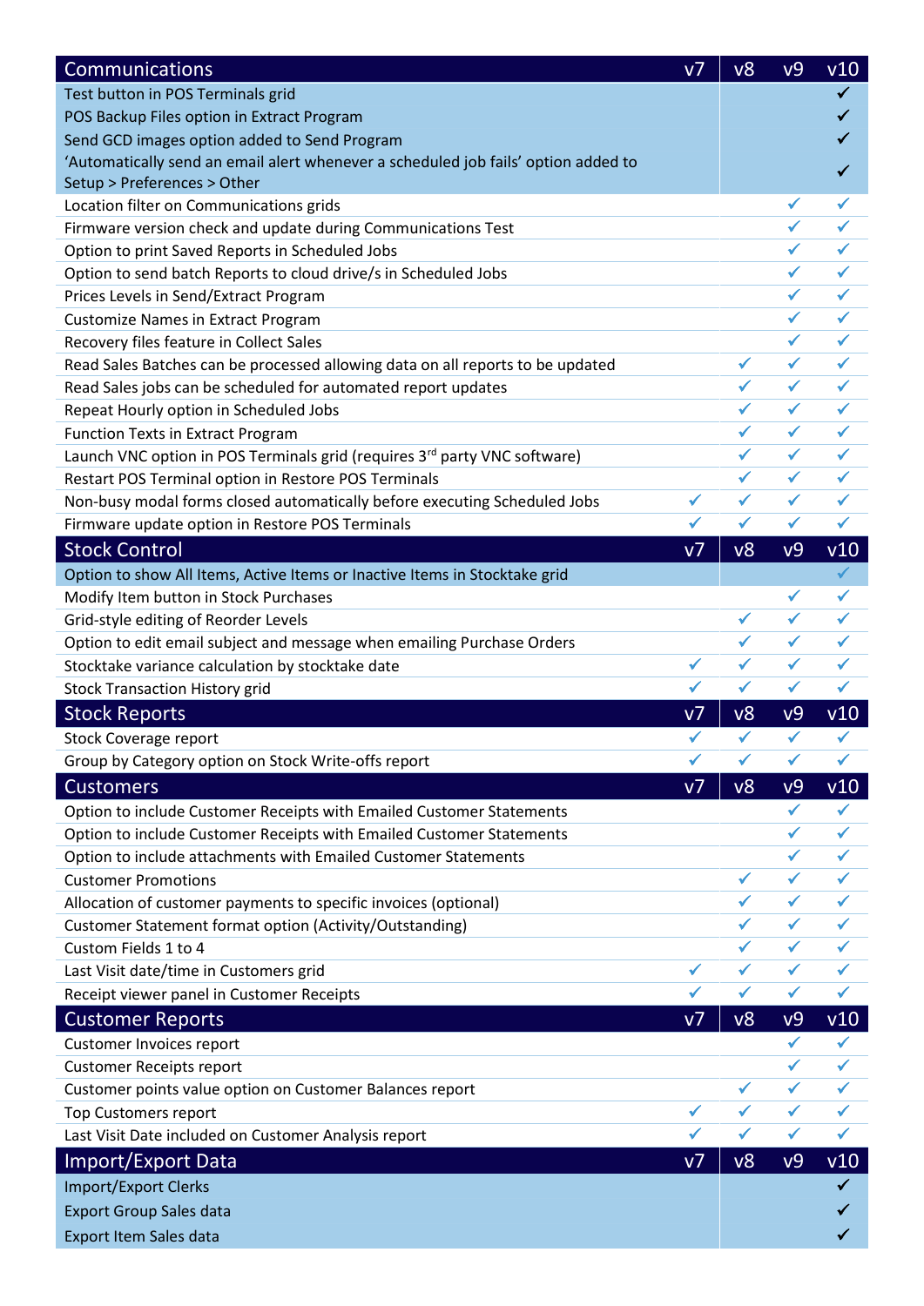| Communications | v7 | v8 | v9 | v10 |
|---|---|---|---|---|
| Test button in POS Terminals grid | | | | ✓ |
| POS Backup Files option in Extract Program | | | | ✓ |
| Send GCD images option added to Send Program | | | | ✓ |
| 'Automatically send an email alert whenever a scheduled job fails' option added to Setup > Preferences > Other | | | | ✓ |
| Location filter on Communications grids | | | ✓ | ✓ |
| Firmware version check and update during Communications Test | | | ✓ | ✓ |
| Option to print Saved Reports in Scheduled Jobs | | | ✓ | ✓ |
| Option to send batch Reports to cloud drive/s in Scheduled Jobs | | | ✓ | ✓ |
| Prices Levels in Send/Extract Program | | | ✓ | ✓ |
| Customize Names in Extract Program | | | ✓ | ✓ |
| Recovery files feature in Collect Sales | | | ✓ | ✓ |
| Read Sales Batches can be processed allowing data on all reports to be updated | | ✓ | ✓ | ✓ |
| Read Sales jobs can be scheduled for automated report updates | | ✓ | ✓ | ✓ |
| Repeat Hourly option in Scheduled Jobs | | ✓ | ✓ | ✓ |
| Function Texts in Extract Program | | ✓ | ✓ | ✓ |
| Launch VNC option in POS Terminals grid (requires 3rd party VNC software) | | ✓ | ✓ | ✓ |
| Restart POS Terminal option in Restore POS Terminals | | ✓ | ✓ | ✓ |
| Non-busy modal forms closed automatically before executing Scheduled Jobs | ✓ | ✓ | ✓ | ✓ |
| Firmware update option in Restore POS Terminals | ✓ | ✓ | ✓ | ✓ |

| Stock Control | v7 | v8 | v9 | v10 |
|---|---|---|---|---|
| Option to show All Items, Active Items or Inactive Items in Stocktake grid | | | | ✓ |
| Modify Item button in Stock Purchases | | | ✓ | ✓ |
| Grid-style editing of Reorder Levels | | ✓ | ✓ | ✓ |
| Option to edit email subject and message when emailing Purchase Orders | | ✓ | ✓ | ✓ |
| Stocktake variance calculation by stocktake date | ✓ | ✓ | ✓ | ✓ |
| Stock Transaction History grid | ✓ | ✓ | ✓ | ✓ |

| Stock Reports | v7 | v8 | v9 | v10 |
|---|---|---|---|---|
| Stock Coverage report | ✓ | ✓ | ✓ | ✓ |
| Group by Category option on Stock Write-offs report | ✓ | ✓ | ✓ | ✓ |

| Customers | v7 | v8 | v9 | v10 |
|---|---|---|---|---|
| Option to include Customer Receipts with Emailed Customer Statements | | | ✓ | ✓ |
| Option to include Customer Receipts with Emailed Customer Statements | | | ✓ | ✓ |
| Option to include attachments with Emailed Customer Statements | | | ✓ | ✓ |
| Customer Promotions | | ✓ | ✓ | ✓ |
| Allocation of customer payments to specific invoices (optional) | | ✓ | ✓ | ✓ |
| Customer Statement format option (Activity/Outstanding) | | ✓ | ✓ | ✓ |
| Custom Fields 1 to 4 | | ✓ | ✓ | ✓ |
| Last Visit date/time in Customers grid | ✓ | ✓ | ✓ | ✓ |
| Receipt viewer panel in Customer Receipts | ✓ | ✓ | ✓ | ✓ |

| Customer Reports | v7 | v8 | v9 | v10 |
|---|---|---|---|---|
| Customer Invoices report | | | ✓ | ✓ |
| Customer Receipts report | | | ✓ | ✓ |
| Customer points value option on Customer Balances report | | ✓ | ✓ | ✓ |
| Top Customers report | ✓ | ✓ | ✓ | ✓ |
| Last Visit Date included on Customer Analysis report | ✓ | ✓ | ✓ | ✓ |

| Import/Export Data | v7 | v8 | v9 | v10 |
|---|---|---|---|---|
| Import/Export Clerks | | | | ✓ |
| Export Group Sales data | | | | ✓ |
| Export Item Sales data | | | | ✓ |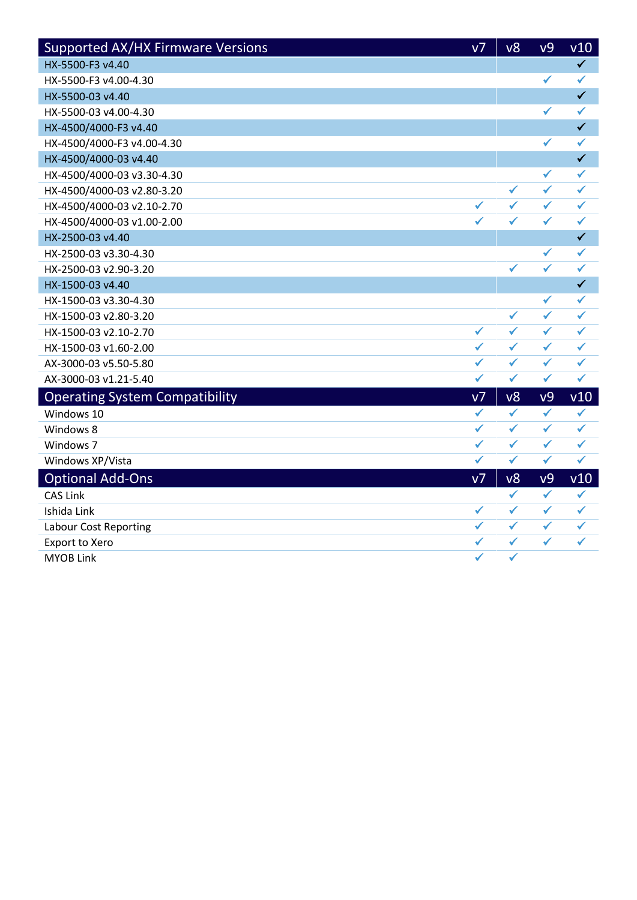| Supported AX/HX Firmware Versions | v7 | v8 | v9 | v10 |
|---|---|---|---|---|
| HX-5500-F3 v4.40 | | | | ✓ |
| HX-5500-F3 v4.00-4.30 | | | ✓ | ✓ |
| HX-5500-03 v4.40 | | | | ✓ |
| HX-5500-03 v4.00-4.30 | | | ✓ | ✓ |
| HX-4500/4000-F3 v4.40 | | | | ✓ |
| HX-4500/4000-F3 v4.00-4.30 | | | ✓ | ✓ |
| HX-4500/4000-03 v4.40 | | | | ✓ |
| HX-4500/4000-03 v3.30-4.30 | | | ✓ | ✓ |
| HX-4500/4000-03 v2.80-3.20 | | ✓ | ✓ | ✓ |
| HX-4500/4000-03 v2.10-2.70 | ✓ | ✓ | ✓ | ✓ |
| HX-4500/4000-03 v1.00-2.00 | ✓ | ✓ | ✓ | ✓ |
| HX-2500-03 v4.40 | | | | ✓ |
| HX-2500-03 v3.30-4.30 | | | ✓ | ✓ |
| HX-2500-03 v2.90-3.20 | | ✓ | ✓ | ✓ |
| HX-1500-03 v4.40 | | | | ✓ |
| HX-1500-03 v3.30-4.30 | | | ✓ | ✓ |
| HX-1500-03 v2.80-3.20 | | ✓ | ✓ | ✓ |
| HX-1500-03 v2.10-2.70 | ✓ | ✓ | ✓ | ✓ |
| HX-1500-03 v1.60-2.00 | ✓ | ✓ | ✓ | ✓ |
| AX-3000-03 v5.50-5.80 | ✓ | ✓ | ✓ | ✓ |
| AX-3000-03 v1.21-5.40 | ✓ | ✓ | ✓ | ✓ |
| **Operating System Compatibility** | **v7** | **v8** | **v9** | **v10** |
| Windows 10 | ✓ | ✓ | ✓ | ✓ |
| Windows 8 | ✓ | ✓ | ✓ | ✓ |
| Windows 7 | ✓ | ✓ | ✓ | ✓ |
| Windows XP/Vista | ✓ | ✓ | ✓ | ✓ |
| **Optional Add-Ons** | **v7** | **v8** | **v9** | **v10** |
| CAS Link | | ✓ | ✓ | ✓ |
| Ishida Link | ✓ | ✓ | ✓ | ✓ |
| Labour Cost Reporting | ✓ | ✓ | ✓ | ✓ |
| Export to Xero | ✓ | ✓ | ✓ | ✓ |
| MYOB Link | ✓ | ✓ | | |